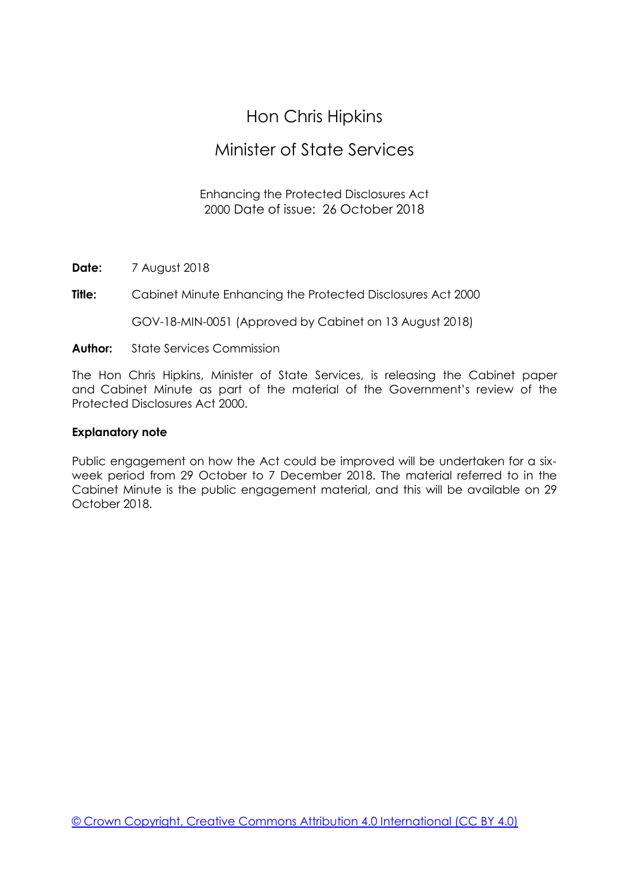# Hon Chris Hipkins

## Minister of State Services

Enhancing the Protected Disclosures Act 2000 Date of issue: 26 October 2018

**Date:** 7 August 2018

**Title:** Cabinet Minute Enhancing the Protected Disclosures Act 2000

GOV-18-MIN-0051 (Approved by Cabinet on 13 August 2018)

**Author:** State Services Commission

The Hon Chris Hipkins, Minister of State Services, is releasing the Cabinet paper and Cabinet Minute as part of the material of the Government's review of the Protected Disclosures Act 2000.

**Explanatory note**

Public engagement on how the Act could be improved will be undertaken for a six-week period from 29 October to 7 December 2018. The material referred to in the Cabinet Minute is the public engagement material, and this will be available on 29 October 2018.

© Crown Copyright, Creative Commons Attribution 4.0 International (CC BY 4.0)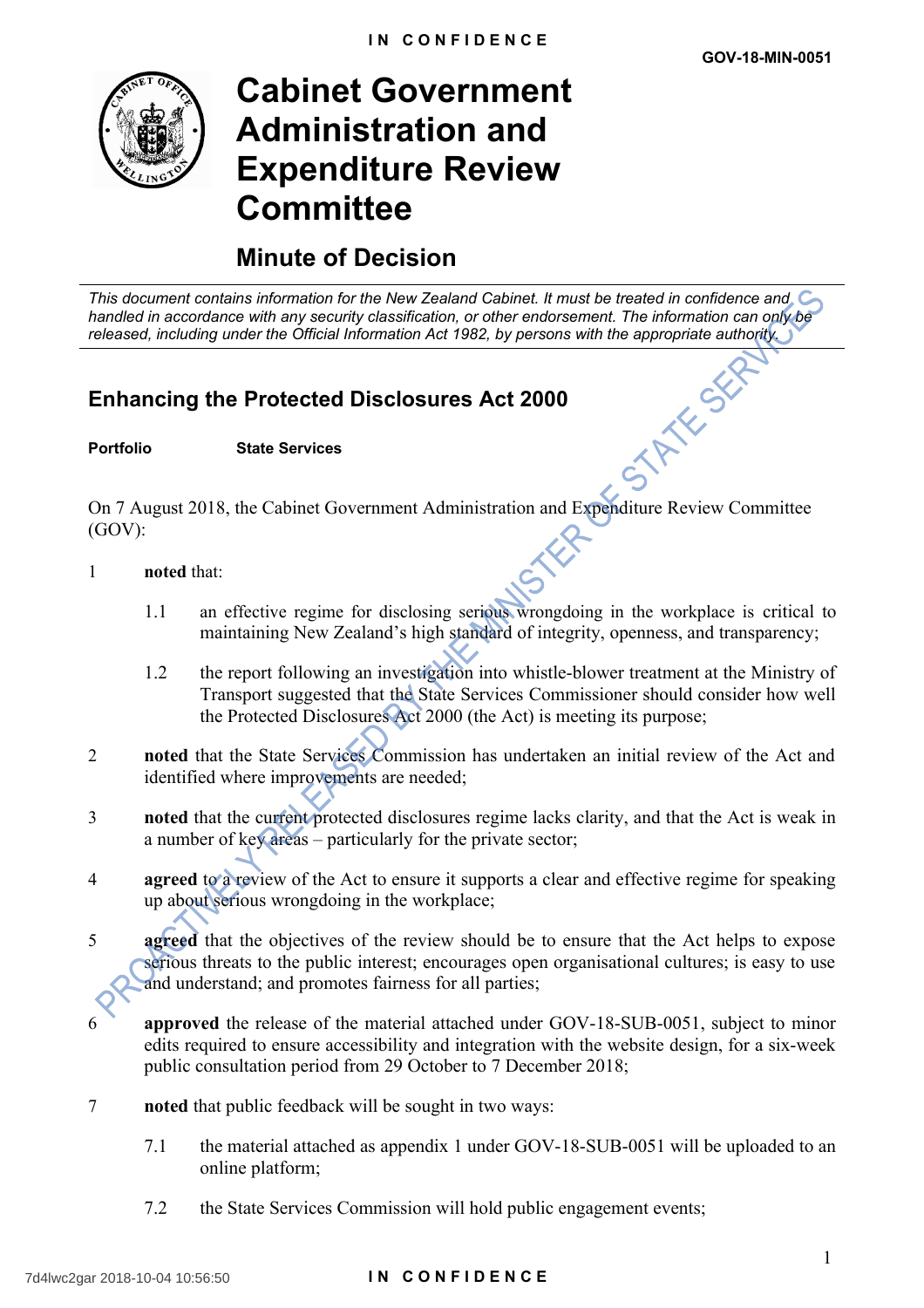# Cabinet Government Administration and Expenditure Review Committee

## Minute of Decision

*This document contains information for the New Zealand Cabinet. It must be treated in confidence and handled in accordance with any security classification, or other endorsement. The information can only be released, including under the Official Information Act 1982, by persons with the appropriate authority.*

## Enhancing the Protected Disclosures Act 2000

**Portfolio** **State Services**

On 7 August 2018, the Cabinet Government Administration and Expenditure Review Committee (GOV):

1 **noted** that:

   1.1 an effective regime for disclosing serious wrongdoing in the workplace is critical to maintaining New Zealand's high standard of integrity, openness, and transparency;

   1.2 the report following an investigation into whistle-blower treatment at the Ministry of Transport suggested that the State Services Commissioner should consider how well the Protected Disclosures Act 2000 (the Act) is meeting its purpose;

2 **noted** that the State Services Commission has undertaken an initial review of the Act and identified where improvements are needed;

3 **noted** that the current protected disclosures regime lacks clarity, and that the Act is weak in a number of key areas – particularly for the private sector;

4 **agreed** to a review of the Act to ensure it supports a clear and effective regime for speaking up about serious wrongdoing in the workplace;

5 **agreed** that the objectives of the review should be to ensure that the Act helps to expose serious threats to the public interest; encourages open organisational cultures; is easy to use and understand; and promotes fairness for all parties;

6 **approved** the release of the material attached under GOV-18-SUB-0051, subject to minor edits required to ensure accessibility and integration with the website design, for a six-week public consultation period from 29 October to 7 December 2018;

7 **noted** that public feedback will be sought in two ways:

   7.1 the material attached as appendix 1 under GOV-18-SUB-0051 will be uploaded to an online platform;

   7.2 the State Services Commission will hold public engagement events;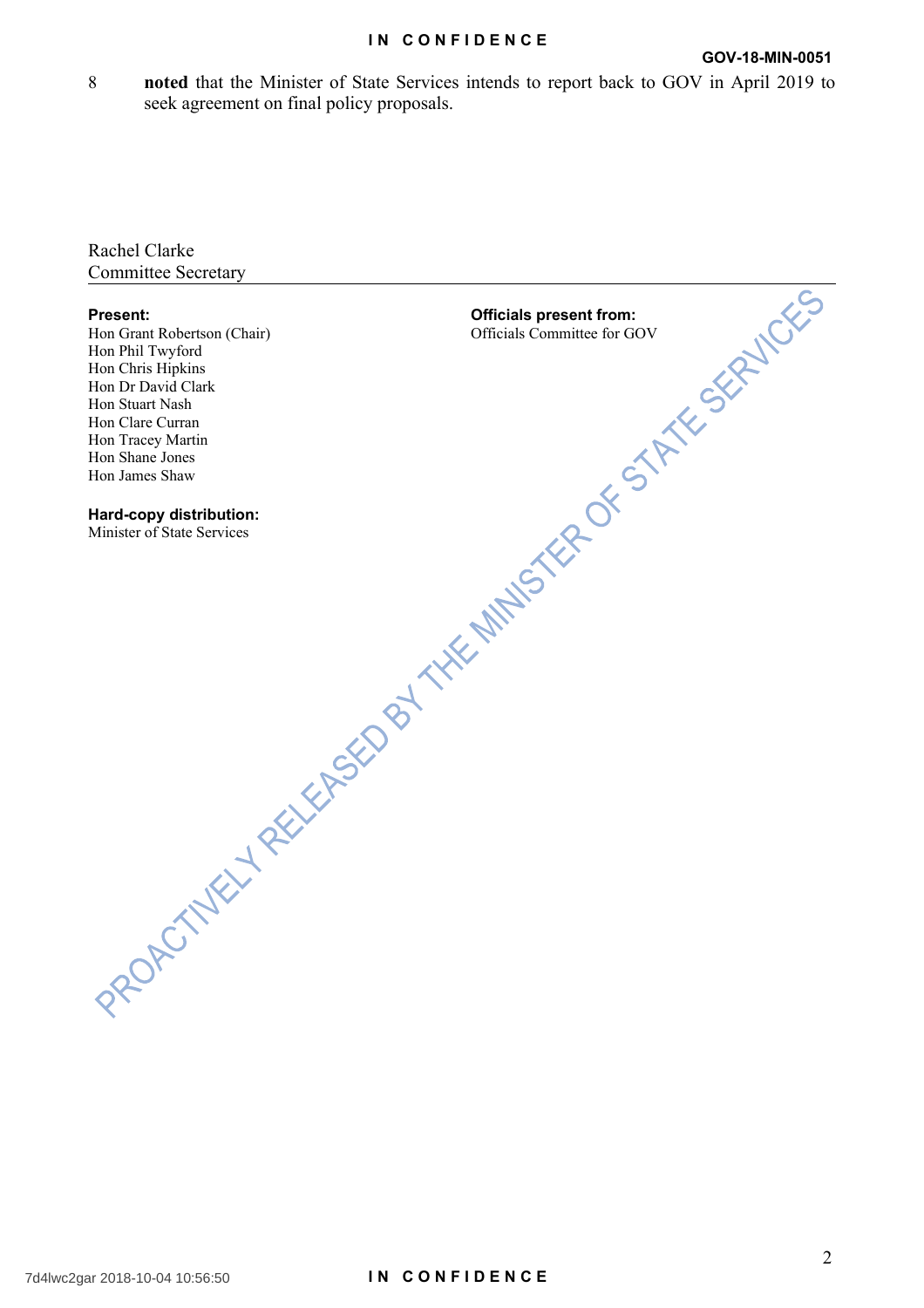8 **noted** that the Minister of State Services intends to report back to GOV in April 2019 to seek agreement on final policy proposals.

Rachel Clarke
Committee Secretary

**Present:**
Hon Grant Robertson (Chair)
Hon Phil Twyford
Hon Chris Hipkins
Hon Dr David Clark
Hon Stuart Nash
Hon Clare Curran
Hon Tracey Martin
Hon Shane Jones
Hon James Shaw

**Officials present from:**
Officials Committee for GOV

**Hard-copy distribution:**
Minister of State Services

PROACTIVELY RELEASED BY THE MINISTER OF STATE SERVICES